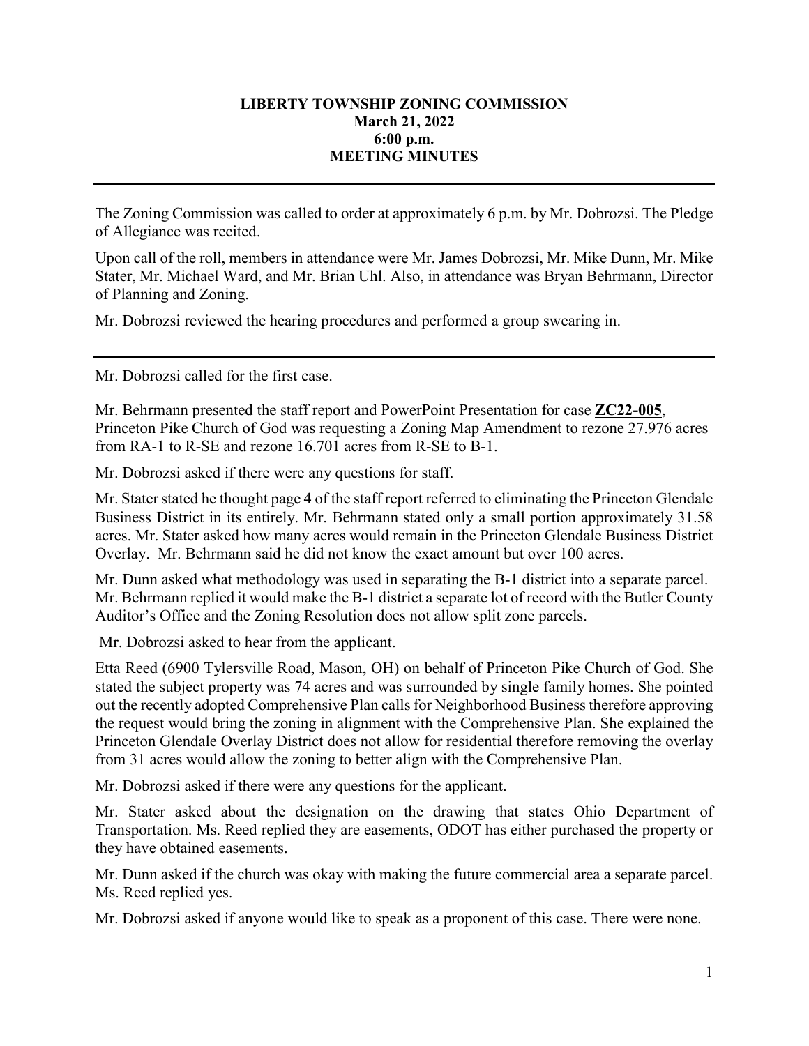**LIBERTY TOWNSHIP ZONING COMMISSION**
**March 21, 2022**
**6:00 p.m.**
**MEETING MINUTES**

---

The Zoning Commission was called to order at approximately 6 p.m. by Mr. Dobrozsi. The Pledge of Allegiance was recited.

Upon call of the roll, members in attendance were Mr. James Dobrozsi, Mr. Mike Dunn, Mr. Mike Stater, Mr. Michael Ward, and Mr. Brian Uhl. Also, in attendance was Bryan Behrmann, Director of Planning and Zoning.

Mr. Dobrozsi reviewed the hearing procedures and performed a group swearing in.

---

Mr. Dobrozsi called for the first case.

Mr. Behrmann presented the staff report and PowerPoint Presentation for case **ZC22-005**, Princeton Pike Church of God was requesting a Zoning Map Amendment to rezone 27.976 acres from RA-1 to R-SE and rezone 16.701 acres from R-SE to B-1.

Mr. Dobrozsi asked if there were any questions for staff.

Mr. Stater stated he thought page 4 of the staff report referred to eliminating the Princeton Glendale Business District in its entirely. Mr. Behrmann stated only a small portion approximately 31.58 acres. Mr. Stater asked how many acres would remain in the Princeton Glendale Business District Overlay. Mr. Behrmann said he did not know the exact amount but over 100 acres.

Mr. Dunn asked what methodology was used in separating the B-1 district into a separate parcel. Mr. Behrmann replied it would make the B-1 district a separate lot of record with the Butler County Auditor's Office and the Zoning Resolution does not allow split zone parcels.

Mr. Dobrozsi asked to hear from the applicant.

Etta Reed (6900 Tylersville Road, Mason, OH) on behalf of Princeton Pike Church of God. She stated the subject property was 74 acres and was surrounded by single family homes. She pointed out the recently adopted Comprehensive Plan calls for Neighborhood Business therefore approving the request would bring the zoning in alignment with the Comprehensive Plan. She explained the Princeton Glendale Overlay District does not allow for residential therefore removing the overlay from 31 acres would allow the zoning to better align with the Comprehensive Plan.

Mr. Dobrozsi asked if there were any questions for the applicant.

Mr. Stater asked about the designation on the drawing that states Ohio Department of Transportation. Ms. Reed replied they are easements, ODOT has either purchased the property or they have obtained easements.

Mr. Dunn asked if the church was okay with making the future commercial area a separate parcel. Ms. Reed replied yes.

Mr. Dobrozsi asked if anyone would like to speak as a proponent of this case. There were none.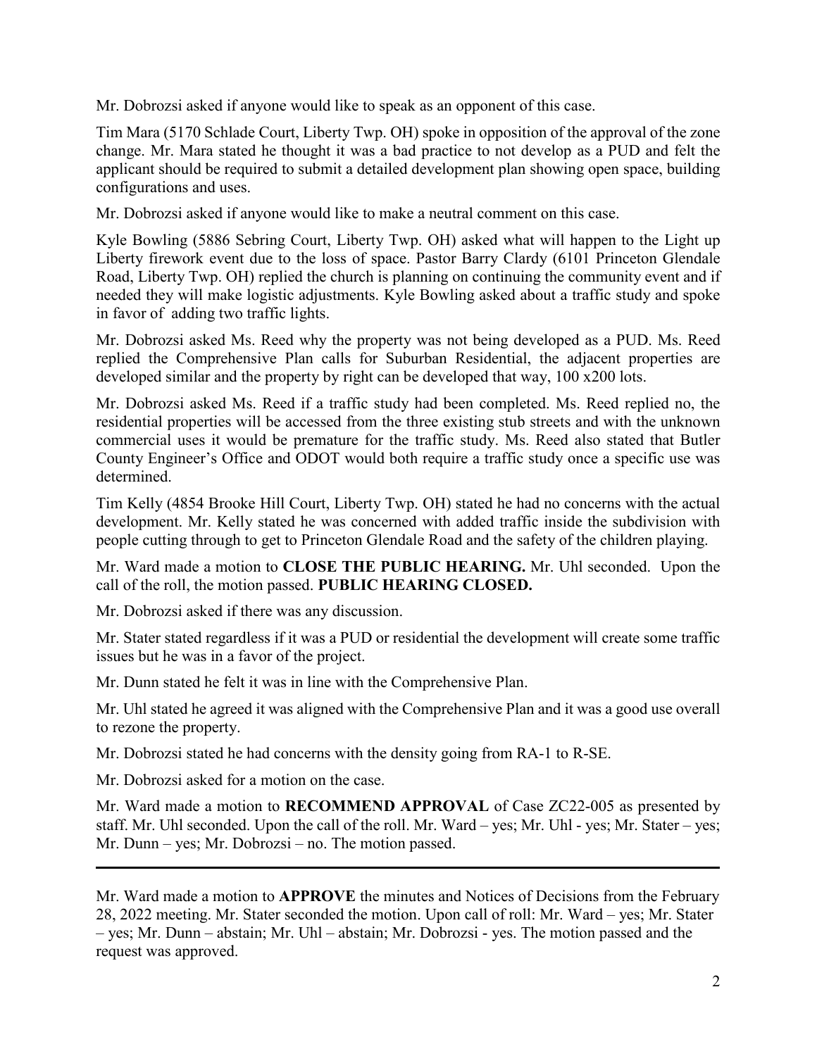Mr. Dobrozsi asked if anyone would like to speak as an opponent of this case.

Tim Mara (5170 Schlade Court, Liberty Twp. OH) spoke in opposition of the approval of the zone change. Mr. Mara stated he thought it was a bad practice to not develop as a PUD and felt the applicant should be required to submit a detailed development plan showing open space, building configurations and uses.

Mr. Dobrozsi asked if anyone would like to make a neutral comment on this case.

Kyle Bowling (5886 Sebring Court, Liberty Twp. OH) asked what will happen to the Light up Liberty firework event due to the loss of space. Pastor Barry Clardy (6101 Princeton Glendale Road, Liberty Twp. OH) replied the church is planning on continuing the community event and if needed they will make logistic adjustments. Kyle Bowling asked about a traffic study and spoke in favor of adding two traffic lights.

Mr. Dobrozsi asked Ms. Reed why the property was not being developed as a PUD. Ms. Reed replied the Comprehensive Plan calls for Suburban Residential, the adjacent properties are developed similar and the property by right can be developed that way, 100 x200 lots.

Mr. Dobrozsi asked Ms. Reed if a traffic study had been completed. Ms. Reed replied no, the residential properties will be accessed from the three existing stub streets and with the unknown commercial uses it would be premature for the traffic study. Ms. Reed also stated that Butler County Engineer's Office and ODOT would both require a traffic study once a specific use was determined.

Tim Kelly (4854 Brooke Hill Court, Liberty Twp. OH) stated he had no concerns with the actual development. Mr. Kelly stated he was concerned with added traffic inside the subdivision with people cutting through to get to Princeton Glendale Road and the safety of the children playing.

Mr. Ward made a motion to **CLOSE THE PUBLIC HEARING.** Mr. Uhl seconded. Upon the call of the roll, the motion passed. **PUBLIC HEARING CLOSED.**

Mr. Dobrozsi asked if there was any discussion.

Mr. Stater stated regardless if it was a PUD or residential the development will create some traffic issues but he was in a favor of the project.

Mr. Dunn stated he felt it was in line with the Comprehensive Plan.

Mr. Uhl stated he agreed it was aligned with the Comprehensive Plan and it was a good use overall to rezone the property.

Mr. Dobrozsi stated he had concerns with the density going from RA-1 to R-SE.

Mr. Dobrozsi asked for a motion on the case.

Mr. Ward made a motion to **RECOMMEND APPROVAL** of Case ZC22-005 as presented by staff. Mr. Uhl seconded. Upon the call of the roll. Mr. Ward – yes; Mr. Uhl - yes; Mr. Stater – yes; Mr. Dunn – yes; Mr. Dobrozsi – no. The motion passed.

---

Mr. Ward made a motion to **APPROVE** the minutes and Notices of Decisions from the February 28, 2022 meeting. Mr. Stater seconded the motion. Upon call of roll: Mr. Ward – yes; Mr. Stater – yes; Mr. Dunn – abstain; Mr. Uhl – abstain; Mr. Dobrozsi - yes. The motion passed and the request was approved.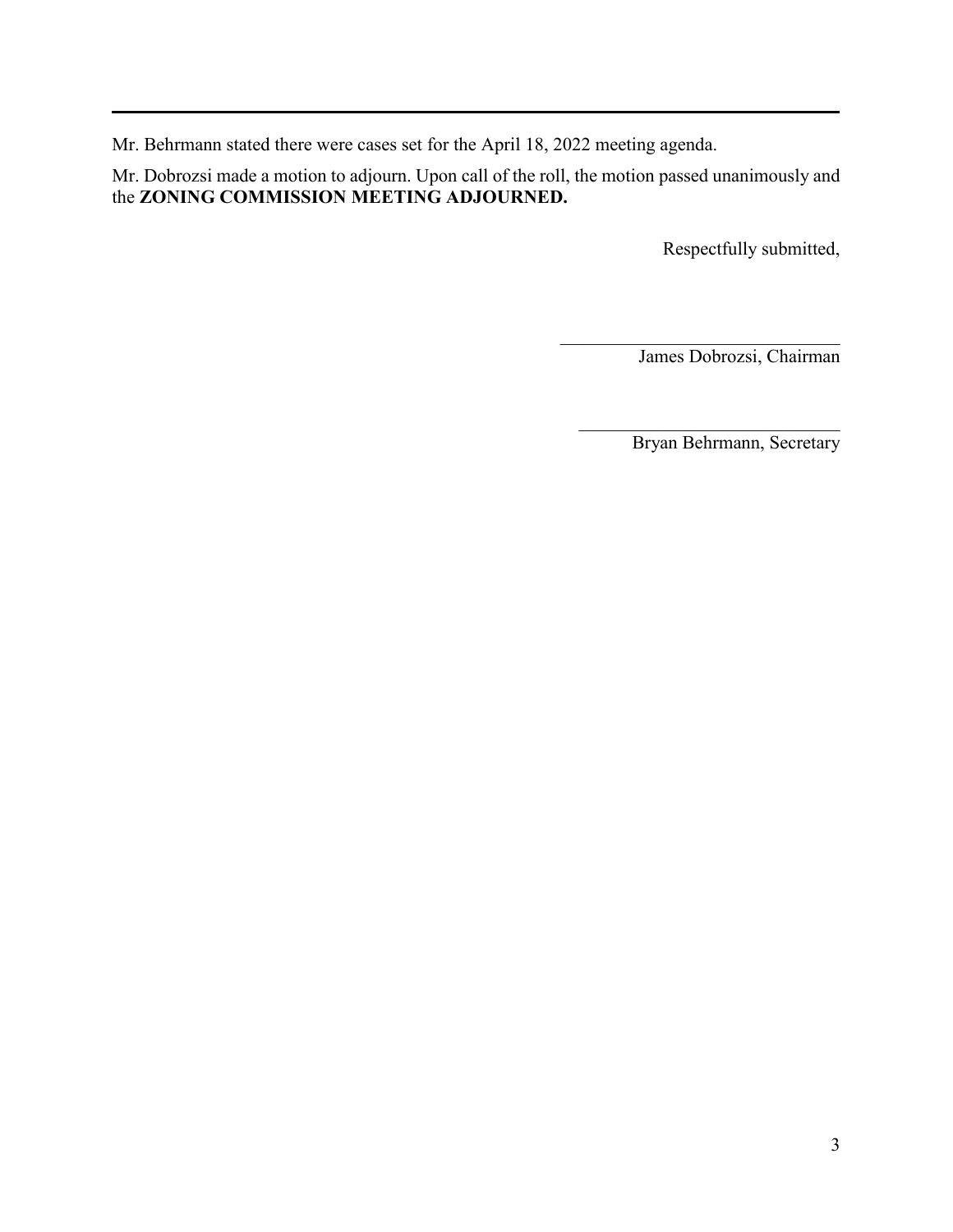Mr. Behrmann stated there were cases set for the April 18, 2022 meeting agenda.

Mr. Dobrozsi made a motion to adjourn. Upon call of the roll, the motion passed unanimously and the **ZONING COMMISSION MEETING ADJOURNED.**

Respectfully submitted,

\_\_\_\_\_\_\_\_\_\_\_\_\_\_\_\_\_\_\_\_\_\_\_\_\_\_\_\_\_\_\_\_
James Dobrozsi, Chairman

\_\_\_\_\_\_\_\_\_\_\_\_\_\_\_\_\_\_\_\_\_\_\_\_\_\_\_\_\_\_\_\_
Bryan Behrmann, Secretary